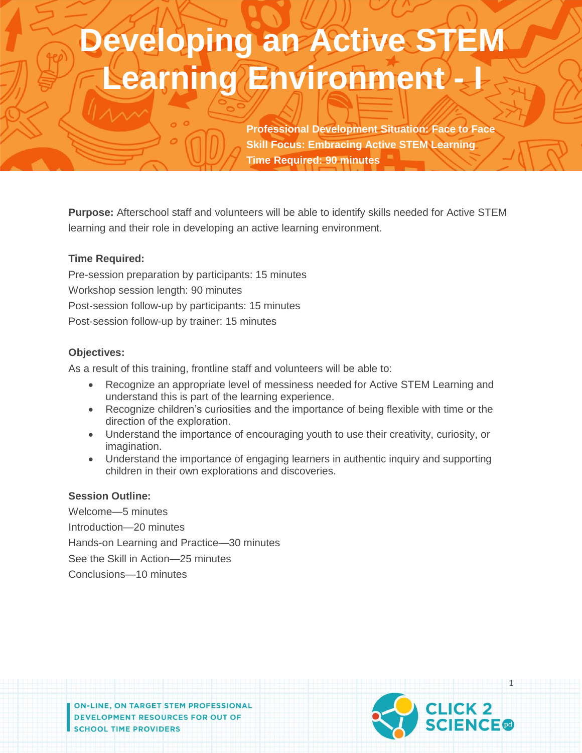# Developing an Active STEM Learning Environment - I

**Professional Development Situation: Face to Face**
**Skill Focus: Embracing Active STEM Learning**
**Time Required: 90 minutes**

**Purpose:** Afterschool staff and volunteers will be able to identify skills needed for Active STEM learning and their role in developing an active learning environment.

**Time Required:**

Pre-session preparation by participants: 15 minutes
Workshop session length: 90 minutes
Post-session follow-up by participants: 15 minutes
Post-session follow-up by trainer: 15 minutes

**Objectives:**

As a result of this training, frontline staff and volunteers will be able to:

- Recognize an appropriate level of messiness needed for Active STEM Learning and understand this is part of the learning experience.
- Recognize children's curiosities and the importance of being flexible with time or the direction of the exploration.
- Understand the importance of encouraging youth to use their creativity, curiosity, or imagination.
- Understand the importance of engaging learners in authentic inquiry and supporting children in their own explorations and discoveries.

**Session Outline:**

Welcome—5 minutes
Introduction—20 minutes
Hands-on Learning and Practice—30 minutes
See the Skill in Action—25 minutes
Conclusions—10 minutes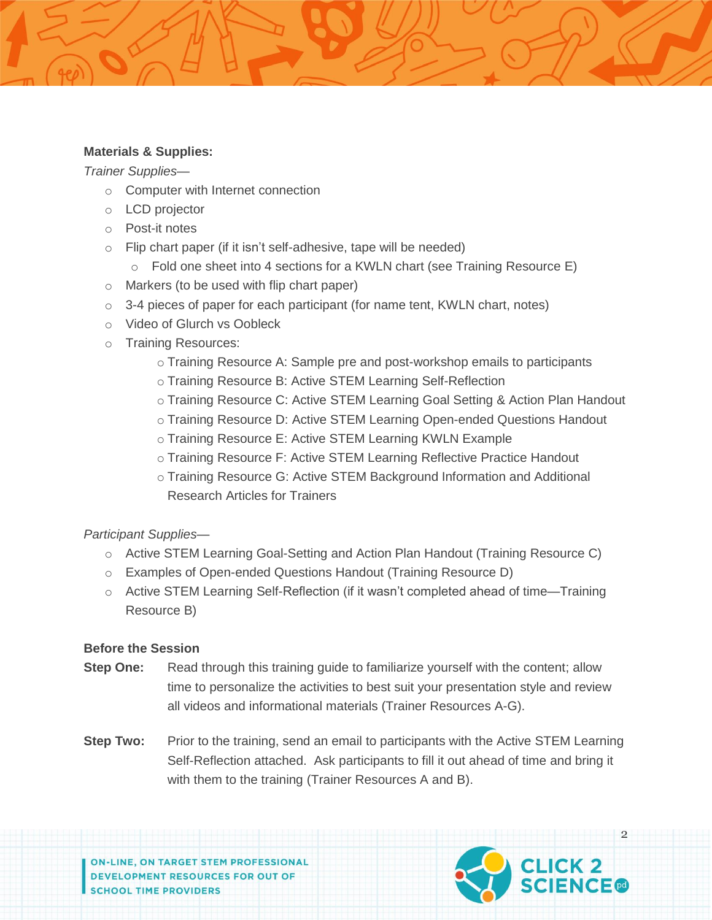**Materials & Supplies:**

*Trainer Supplies—*

- Computer with Internet connection
- LCD projector
- Post-it notes
- Flip chart paper (if it isn't self-adhesive, tape will be needed)
  - Fold one sheet into 4 sections for a KWLN chart (see Training Resource E)
- Markers (to be used with flip chart paper)
- 3-4 pieces of paper for each participant (for name tent, KWLN chart, notes)
- Video of Glurch vs Oobleck
- Training Resources:
  - Training Resource A: Sample pre and post-workshop emails to participants
  - Training Resource B: Active STEM Learning Self-Reflection
  - Training Resource C: Active STEM Learning Goal Setting & Action Plan Handout
  - Training Resource D: Active STEM Learning Open-ended Questions Handout
  - Training Resource E: Active STEM Learning KWLN Example
  - Training Resource F: Active STEM Learning Reflective Practice Handout
  - Training Resource G: Active STEM Background Information and Additional Research Articles for Trainers

*Participant Supplies—*

- Active STEM Learning Goal-Setting and Action Plan Handout (Training Resource C)
- Examples of Open-ended Questions Handout (Training Resource D)
- Active STEM Learning Self-Reflection (if it wasn't completed ahead of time—Training Resource B)

**Before the Session**

**Step One:** Read through this training guide to familiarize yourself with the content; allow time to personalize the activities to best suit your presentation style and review all videos and informational materials (Trainer Resources A-G).

**Step Two:** Prior to the training, send an email to participants with the Active STEM Learning Self-Reflection attached. Ask participants to fill it out ahead of time and bring it with them to the training (Trainer Resources A and B).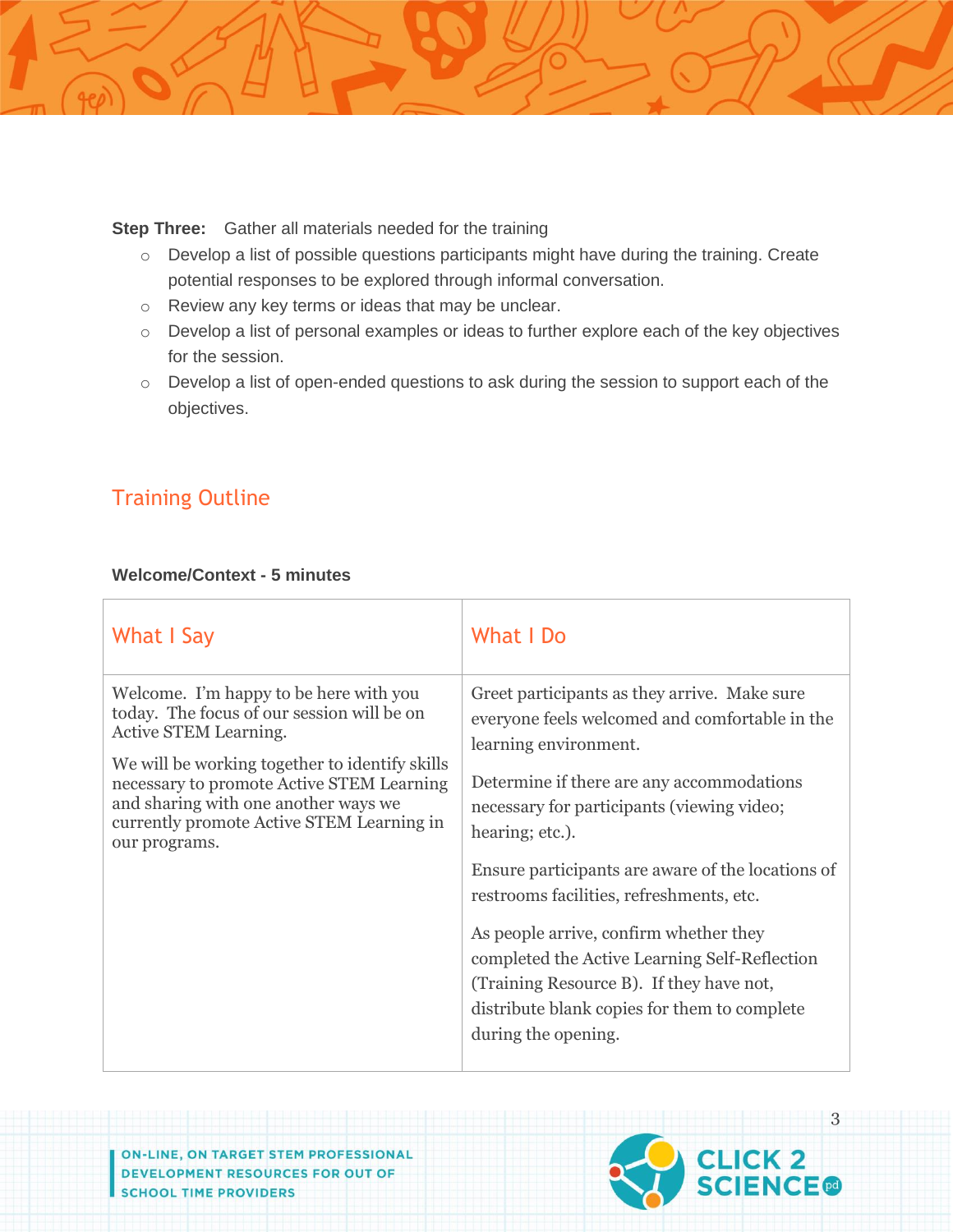**Step Three:** Gather all materials needed for the training

- Develop a list of possible questions participants might have during the training. Create potential responses to be explored through informal conversation.
- Review any key terms or ideas that may be unclear.
- Develop a list of personal examples or ideas to further explore each of the key objectives for the session.
- Develop a list of open-ended questions to ask during the session to support each of the objectives.

## Training Outline

**Welcome/Context - 5 minutes**

| What I Say | What I Do |
| --- | --- |
| Welcome. I'm happy to be here with you today. The focus of our session will be on Active STEM Learning.<br><br>We will be working together to identify skills necessary to promote Active STEM Learning and sharing with one another ways we currently promote Active STEM Learning in our programs. | Greet participants as they arrive. Make sure everyone feels welcomed and comfortable in the learning environment.<br><br>Determine if there are any accommodations necessary for participants (viewing video; hearing; etc.).<br><br>Ensure participants are aware of the locations of restrooms facilities, refreshments, etc.<br><br>As people arrive, confirm whether they completed the Active Learning Self-Reflection (Training Resource B). If they have not, distribute blank copies for them to complete during the opening. |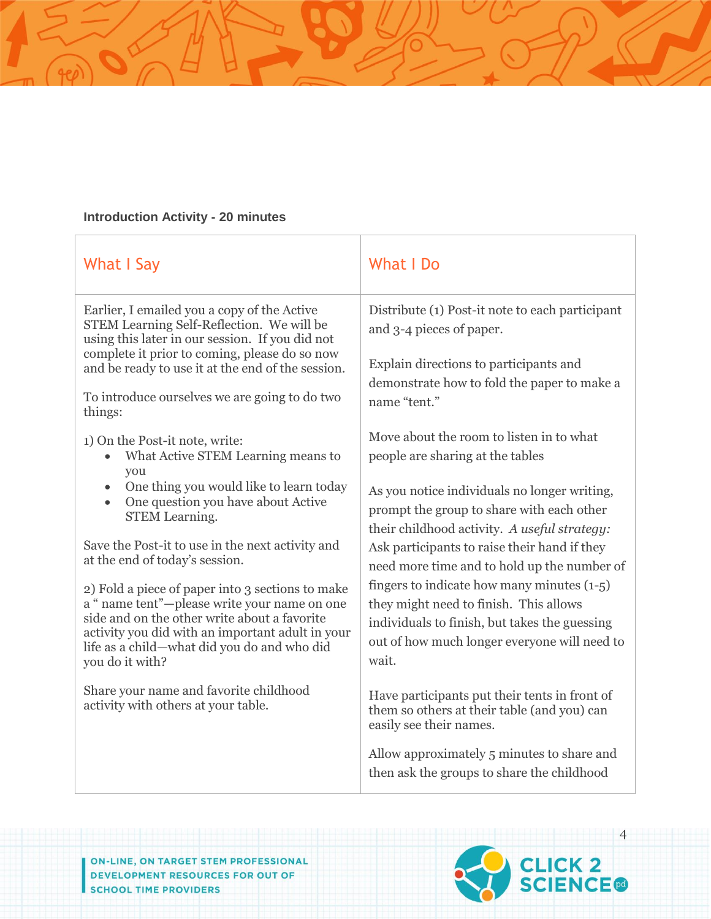**Introduction Activity - 20 minutes**

| What I Say | What I Do |
|---|---|
| Earlier, I emailed you a copy of the Active STEM Learning Self-Reflection. We will be using this later in our session. If you did not complete it prior to coming, please do so now and be ready to use it at the end of the session.<br><br>To introduce ourselves we are going to do two things:<br><br>1) On the Post-it note, write:<br>• What Active STEM Learning means to you<br>• One thing you would like to learn today<br>• One question you have about Active STEM Learning.<br><br>Save the Post-it to use in the next activity and at the end of today's session.<br><br>2) Fold a piece of paper into 3 sections to make a " name tent"—please write your name on one side and on the other write about a favorite activity you did with an important adult in your life as a child—what did you do and who did you do it with?<br><br>Share your name and favorite childhood activity with others at your table. | Distribute (1) Post-it note to each participant and 3-4 pieces of paper.<br><br>Explain directions to participants and demonstrate how to fold the paper to make a name "tent."<br><br>Move about the room to listen in to what people are sharing at the tables<br><br>As you notice individuals no longer writing, prompt the group to share with each other their childhood activity. *A useful strategy:* Ask participants to raise their hand if they need more time and to hold up the number of fingers to indicate how many minutes (1-5) they might need to finish. This allows individuals to finish, but takes the guessing out of how much longer everyone will need to wait.<br><br>Have participants put their tents in front of them so others at their table (and you) can easily see their names.<br><br>Allow approximately 5 minutes to share and then ask the groups to share the childhood |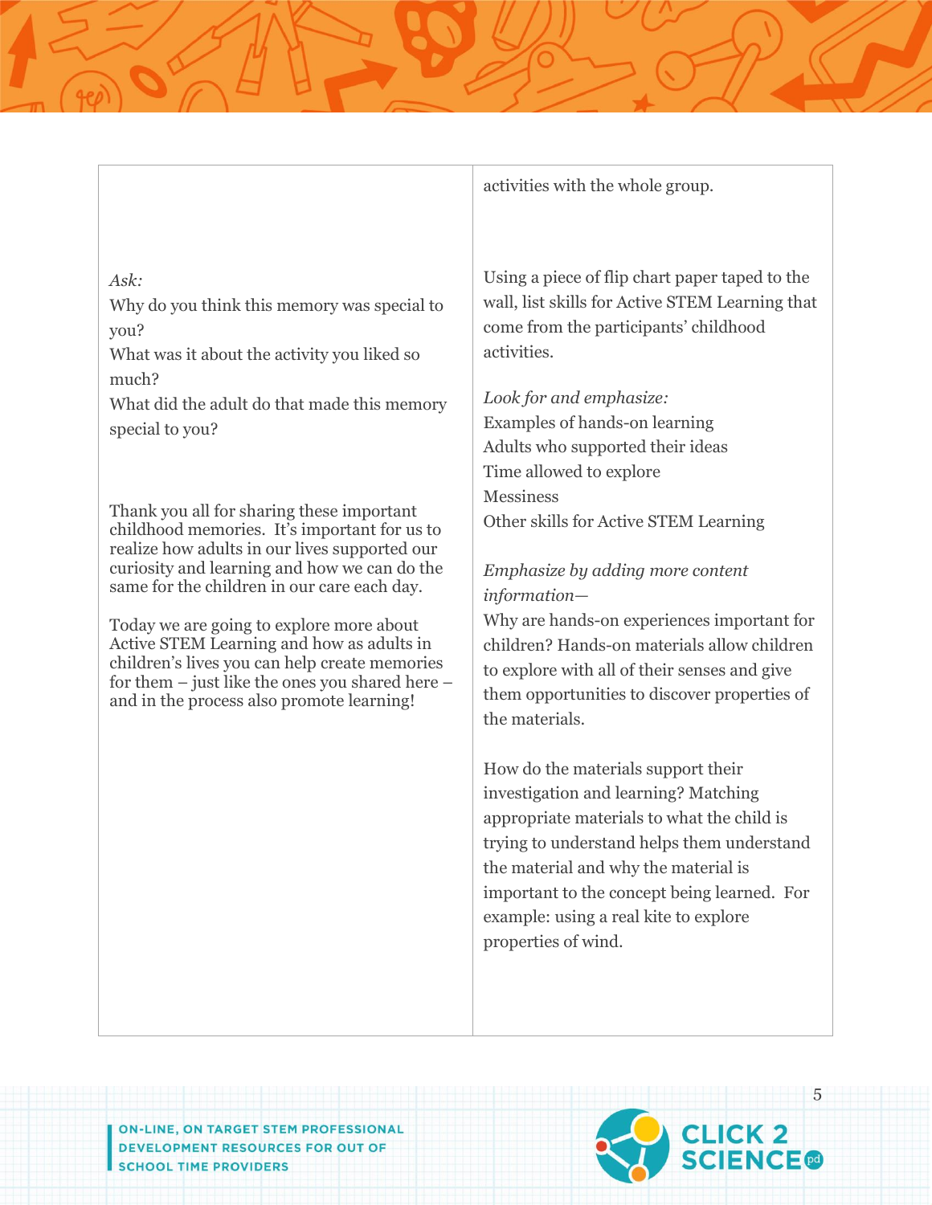| | |
|---|---|
| | activities with the whole group. |
| *Ask:*<br>Why do you think this memory was special to you?<br>What was it about the activity you liked so much?<br>What did the adult do that made this memory special to you?<br><br>Thank you all for sharing these important childhood memories. It's important for us to realize how adults in our lives supported our curiosity and learning and how we can do the same for the children in our care each day.<br><br>Today we are going to explore more about Active STEM Learning and how as adults in children's lives you can help create memories for them – just like the ones you shared here – and in the process also promote learning! | Using a piece of flip chart paper taped to the wall, list skills for Active STEM Learning that come from the participants' childhood activities.<br><br>*Look for and emphasize:*<br>Examples of hands-on learning<br>Adults who supported their ideas<br>Time allowed to explore<br>Messiness<br>Other skills for Active STEM Learning<br><br>*Emphasize by adding more content information—*<br>Why are hands-on experiences important for children? Hands-on materials allow children to explore with all of their senses and give them opportunities to discover properties of the materials.<br><br>How do the materials support their investigation and learning? Matching appropriate materials to what the child is trying to understand helps them understand the material and why the material is important to the concept being learned. For example: using a real kite to explore properties of wind. |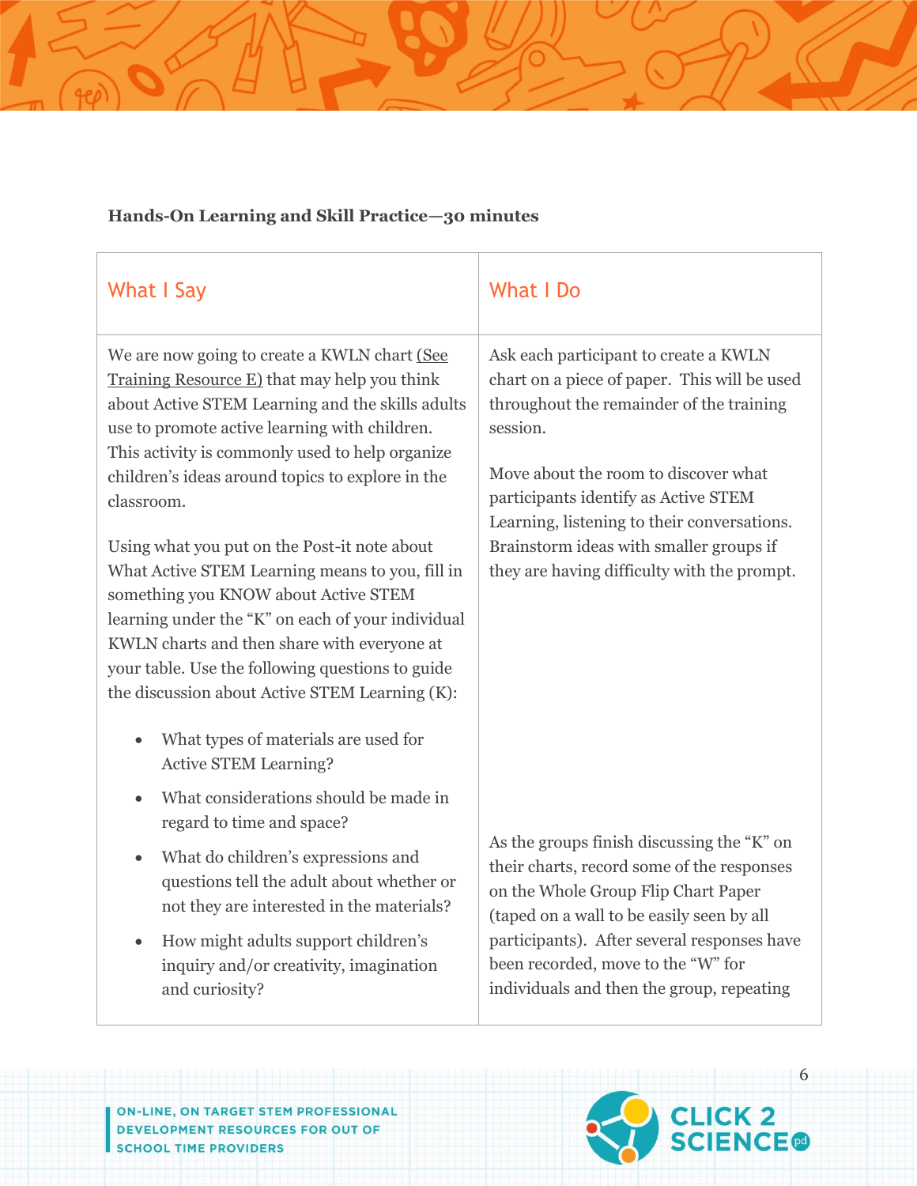**Hands-On Learning and Skill Practice—30 minutes**

| What I Say | What I Do |
|---|---|
| We are now going to create a KWLN chart (See Training Resource E) that may help you think about Active STEM Learning and the skills adults use to promote active learning with children. This activity is commonly used to help organize children's ideas around topics to explore in the classroom.<br><br>Using what you put on the Post-it note about What Active STEM Learning means to you, fill in something you KNOW about Active STEM learning under the "K" on each of your individual KWLN charts and then share with everyone at your table. Use the following questions to guide the discussion about Active STEM Learning (K):<br><br>• What types of materials are used for Active STEM Learning?<br>• What considerations should be made in regard to time and space?<br>• What do children's expressions and questions tell the adult about whether or not they are interested in the materials?<br>• How might adults support children's inquiry and/or creativity, imagination and curiosity? | Ask each participant to create a KWLN chart on a piece of paper. This will be used throughout the remainder of the training session.<br><br>Move about the room to discover what participants identify as Active STEM Learning, listening to their conversations. Brainstorm ideas with smaller groups if they are having difficulty with the prompt.<br><br>As the groups finish discussing the "K" on their charts, record some of the responses on the Whole Group Flip Chart Paper (taped on a wall to be easily seen by all participants). After several responses have been recorded, move to the "W" for individuals and then the group, repeating |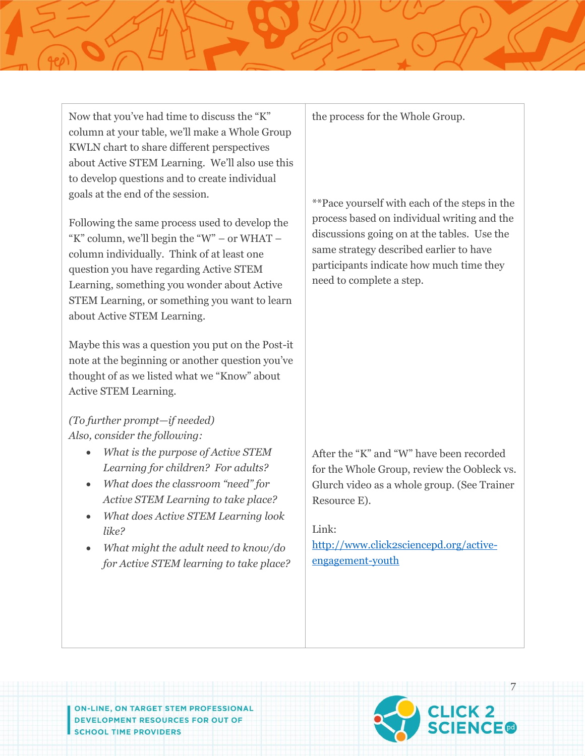| | |
|---|---|
| Now that you've had time to discuss the "K" column at your table, we'll make a Whole Group KWLN chart to share different perspectives about Active STEM Learning. We'll also use this to develop questions and to create individual goals at the end of the session.<br><br>Following the same process used to develop the "K" column, we'll begin the "W" – or WHAT – column individually. Think of at least one question you have regarding Active STEM Learning, something you wonder about Active STEM Learning, or something you want to learn about Active STEM Learning.<br><br>Maybe this was a question you put on the Post-it note at the beginning or another question you've thought of as we listed what we "Know" about Active STEM Learning.<br><br>*(To further prompt—if needed)*<br>*Also, consider the following:*<br>• *What is the purpose of Active STEM Learning for children? For adults?*<br>• *What does the classroom "need" for Active STEM Learning to take place?*<br>• *What does Active STEM Learning look like?*<br>• *What might the adult need to know/do for Active STEM learning to take place?* | the process for the Whole Group.<br><br>**Pace yourself with each of the steps in the process based on individual writing and the discussions going on at the tables. Use the same strategy described earlier to have participants indicate how much time they need to complete a step.<br><br>After the "K" and "W" have been recorded for the Whole Group, review the Oobleck vs. Glurch video as a whole group. (See Trainer Resource E).<br><br>Link:<br>[http://www.click2sciencepd.org/active-engagement-youth](http://www.click2sciencepd.org/active-engagement-youth) |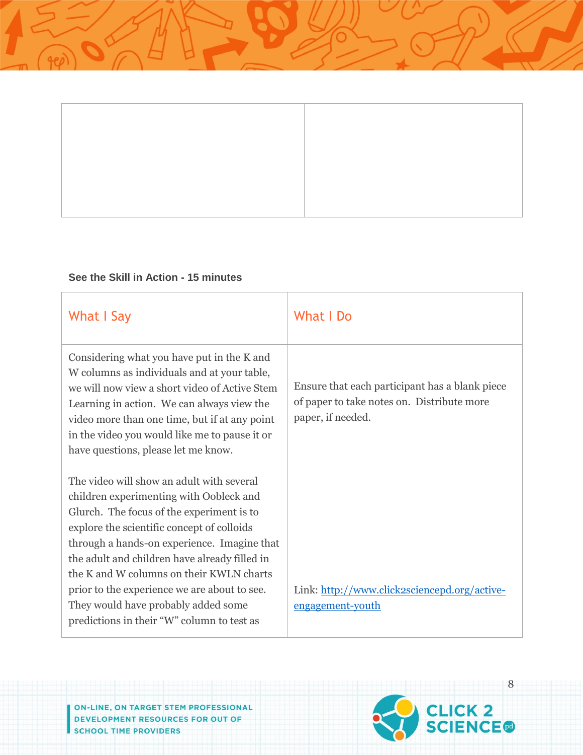| | |
|---|---|
| | |

**See the Skill in Action - 15 minutes**

| What I Say | What I Do |
|---|---|
| Considering what you have put in the K and W columns as individuals and at your table, we will now view a short video of Active Stem Learning in action. We can always view the video more than one time, but if at any point in the video you would like me to pause it or have questions, please let me know.<br><br>The video will show an adult with several children experimenting with Oobleck and Glurch. The focus of the experiment is to explore the scientific concept of colloids through a hands-on experience. Imagine that the adult and children have already filled in the K and W columns on their KWLN charts prior to the experience we are about to see. They would have probably added some predictions in their "W" column to test as | Ensure that each participant has a blank piece of paper to take notes on. Distribute more paper, if needed.<br><br>Link: [http://www.click2sciencepd.org/active-engagement-youth](http://www.click2sciencepd.org/active-engagement-youth) |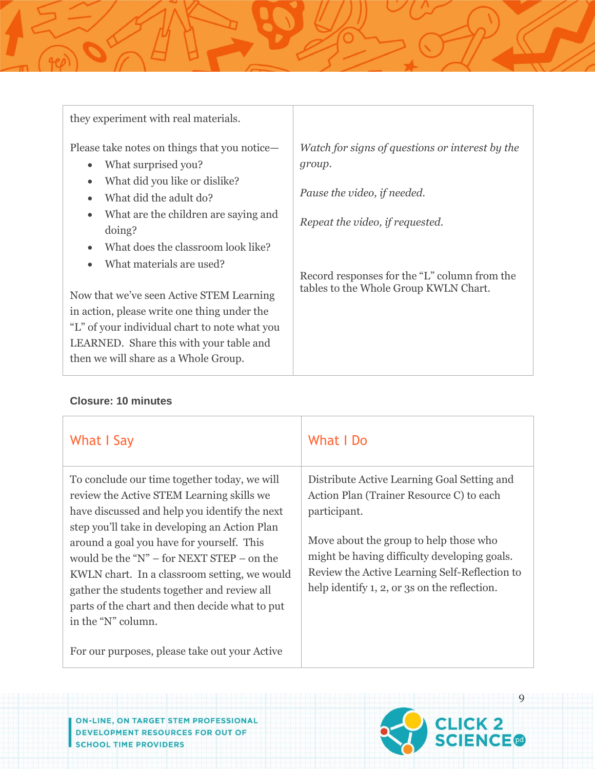| | |
|---|---|
| they experiment with real materials.<br><br>Please take notes on things that you notice—<br>• What surprised you?<br>• What did you like or dislike?<br>• What did the adult do?<br>• What are the children are saying and doing?<br>• What does the classroom look like?<br>• What materials are used?<br><br>Now that we've seen Active STEM Learning in action, please write one thing under the "L" of your individual chart to note what you LEARNED. Share this with your table and then we will share as a Whole Group. | *Watch for signs of questions or interest by the group.*<br><br>*Pause the video, if needed.*<br><br>*Repeat the video, if requested.*<br><br>Record responses for the "L" column from the tables to the Whole Group KWLN Chart. |

**Closure: 10 minutes**

| What I Say | What I Do |
|---|---|
| To conclude our time together today, we will review the Active STEM Learning skills we have discussed and help you identify the next step you'll take in developing an Action Plan around a goal you have for yourself. This would be the "N" – for NEXT STEP – on the KWLN chart. In a classroom setting, we would gather the students together and review all parts of the chart and then decide what to put in the "N" column.<br><br>For our purposes, please take out your Active | Distribute Active Learning Goal Setting and Action Plan (Trainer Resource C) to each participant.<br><br>Move about the group to help those who might be having difficulty developing goals. Review the Active Learning Self-Reflection to help identify 1, 2, or 3s on the reflection. |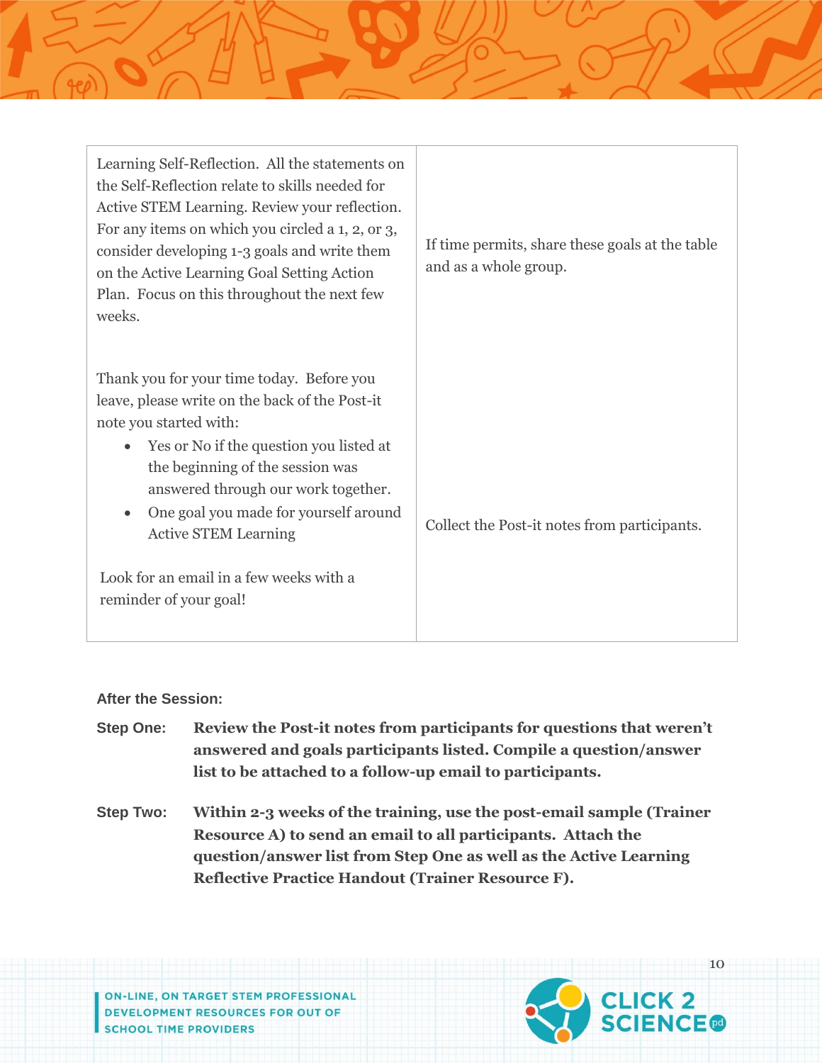| | |
|---|---|
| Learning Self-Reflection. All the statements on the Self-Reflection relate to skills needed for Active STEM Learning. Review your reflection. For any items on which you circled a 1, 2, or 3, consider developing 1-3 goals and write them on the Active Learning Goal Setting Action Plan. Focus on this throughout the next few weeks. | If time permits, share these goals at the table and as a whole group. |
| Thank you for your time today. Before you leave, please write on the back of the Post-it note you started with:<br>• Yes or No if the question you listed at the beginning of the session was answered through our work together.<br>• One goal you made for yourself around Active STEM Learning<br><br>Look for an email in a few weeks with a reminder of your goal! | Collect the Post-it notes from participants. |

**After the Session:**

**Step One:** **Review the Post-it notes from participants for questions that weren't answered and goals participants listed. Compile a question/answer list to be attached to a follow-up email to participants.**

**Step Two:** **Within 2-3 weeks of the training, use the post-email sample (Trainer Resource A) to send an email to all participants. Attach the question/answer list from Step One as well as the Active Learning Reflective Practice Handout (Trainer Resource F).**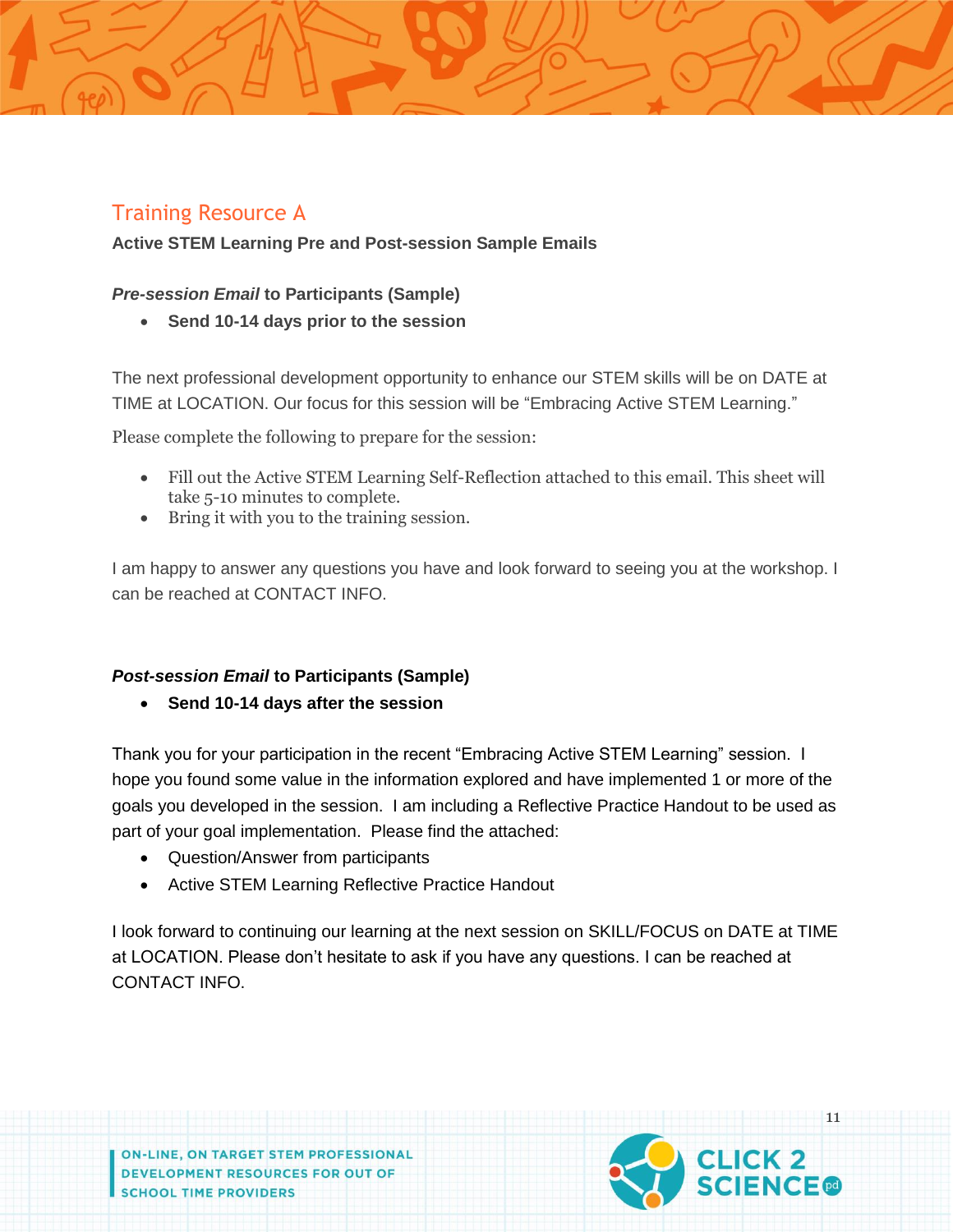## Training Resource A

**Active STEM Learning Pre and Post-session Sample Emails**

***Pre-session Email* to Participants (Sample)**

- **Send 10-14 days prior to the session**

The next professional development opportunity to enhance our STEM skills will be on DATE at TIME at LOCATION. Our focus for this session will be "Embracing Active STEM Learning."

Please complete the following to prepare for the session:

- Fill out the Active STEM Learning Self-Reflection attached to this email. This sheet will take 5-10 minutes to complete.
- Bring it with you to the training session.

I am happy to answer any questions you have and look forward to seeing you at the workshop. I can be reached at CONTACT INFO.

***Post-session Email* to Participants (Sample)**

- **Send 10-14 days after the session**

Thank you for your participation in the recent "Embracing Active STEM Learning" session. I hope you found some value in the information explored and have implemented 1 or more of the goals you developed in the session. I am including a Reflective Practice Handout to be used as part of your goal implementation. Please find the attached:

- Question/Answer from participants
- Active STEM Learning Reflective Practice Handout

I look forward to continuing our learning at the next session on SKILL/FOCUS on DATE at TIME at LOCATION. Please don't hesitate to ask if you have any questions. I can be reached at CONTACT INFO.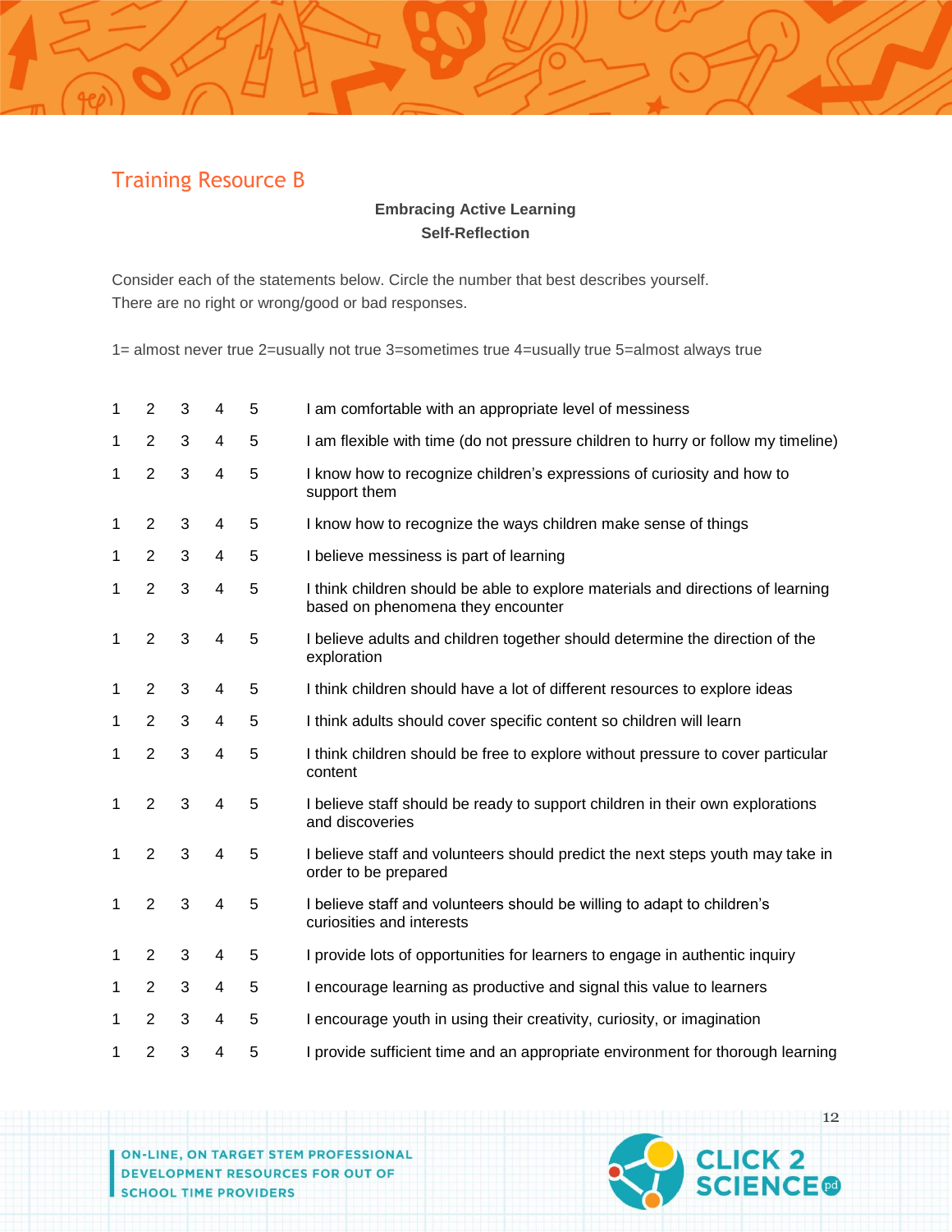## Training Resource B

**Embracing Active Learning**
**Self-Reflection**

Consider each of the statements below. Circle the number that best describes yourself.
There are no right or wrong/good or bad responses.

1= almost never true 2=usually not true 3=sometimes true 4=usually true 5=almost always true

| | | | | | |
|---|---|---|---|---|---|
| 1 | 2 | 3 | 4 | 5 | I am comfortable with an appropriate level of messiness |
| 1 | 2 | 3 | 4 | 5 | I am flexible with time (do not pressure children to hurry or follow my timeline) |
| 1 | 2 | 3 | 4 | 5 | I know how to recognize children's expressions of curiosity and how to support them |
| 1 | 2 | 3 | 4 | 5 | I know how to recognize the ways children make sense of things |
| 1 | 2 | 3 | 4 | 5 | I believe messiness is part of learning |
| 1 | 2 | 3 | 4 | 5 | I think children should be able to explore materials and directions of learning based on phenomena they encounter |
| 1 | 2 | 3 | 4 | 5 | I believe adults and children together should determine the direction of the exploration |
| 1 | 2 | 3 | 4 | 5 | I think children should have a lot of different resources to explore ideas |
| 1 | 2 | 3 | 4 | 5 | I think adults should cover specific content so children will learn |
| 1 | 2 | 3 | 4 | 5 | I think children should be free to explore without pressure to cover particular content |
| 1 | 2 | 3 | 4 | 5 | I believe staff should be ready to support children in their own explorations and discoveries |
| 1 | 2 | 3 | 4 | 5 | I believe staff and volunteers should predict the next steps youth may take in order to be prepared |
| 1 | 2 | 3 | 4 | 5 | I believe staff and volunteers should be willing to adapt to children's curiosities and interests |
| 1 | 2 | 3 | 4 | 5 | I provide lots of opportunities for learners to engage in authentic inquiry |
| 1 | 2 | 3 | 4 | 5 | I encourage learning as productive and signal this value to learners |
| 1 | 2 | 3 | 4 | 5 | I encourage youth in using their creativity, curiosity, or imagination |
| 1 | 2 | 3 | 4 | 5 | I provide sufficient time and an appropriate environment for thorough learning |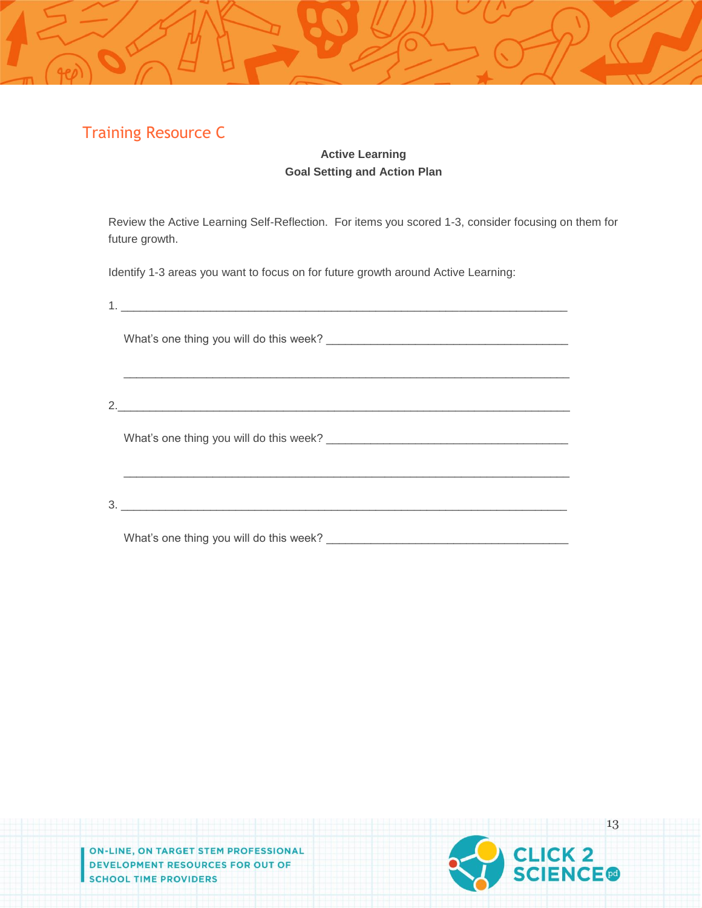## Training Resource C

**Active Learning**
**Goal Setting and Action Plan**

Review the Active Learning Self-Reflection. For items you scored 1-3, consider focusing on them for future growth.

Identify 1-3 areas you want to focus on for future growth around Active Learning:

1. ___________________________________________________________________________

   What's one thing you will do this week? ______________________________________

   ___________________________________________________________________________

2. ___________________________________________________________________________

   What's one thing you will do this week? ______________________________________

   ___________________________________________________________________________

3. ___________________________________________________________________________

   What's one thing you will do this week? ______________________________________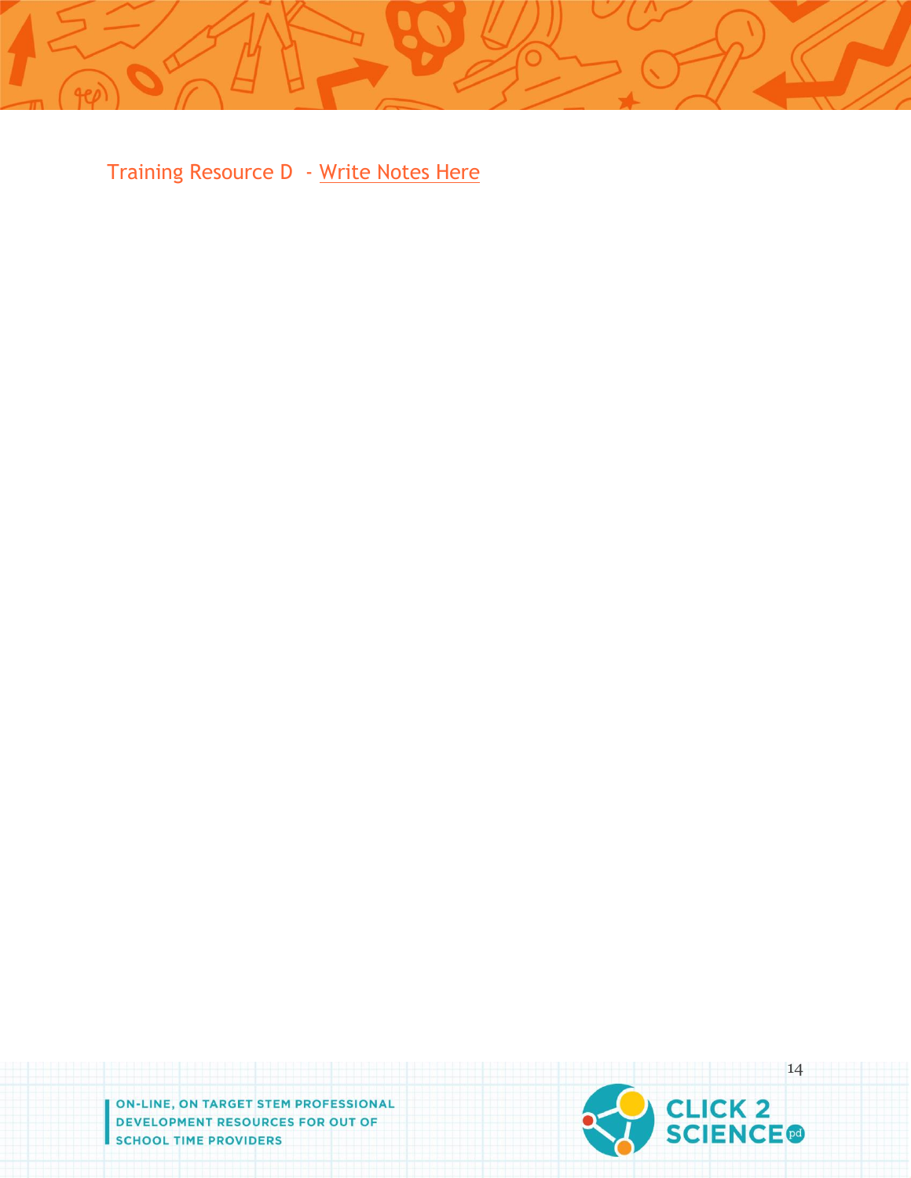Training Resource D - Write Notes Here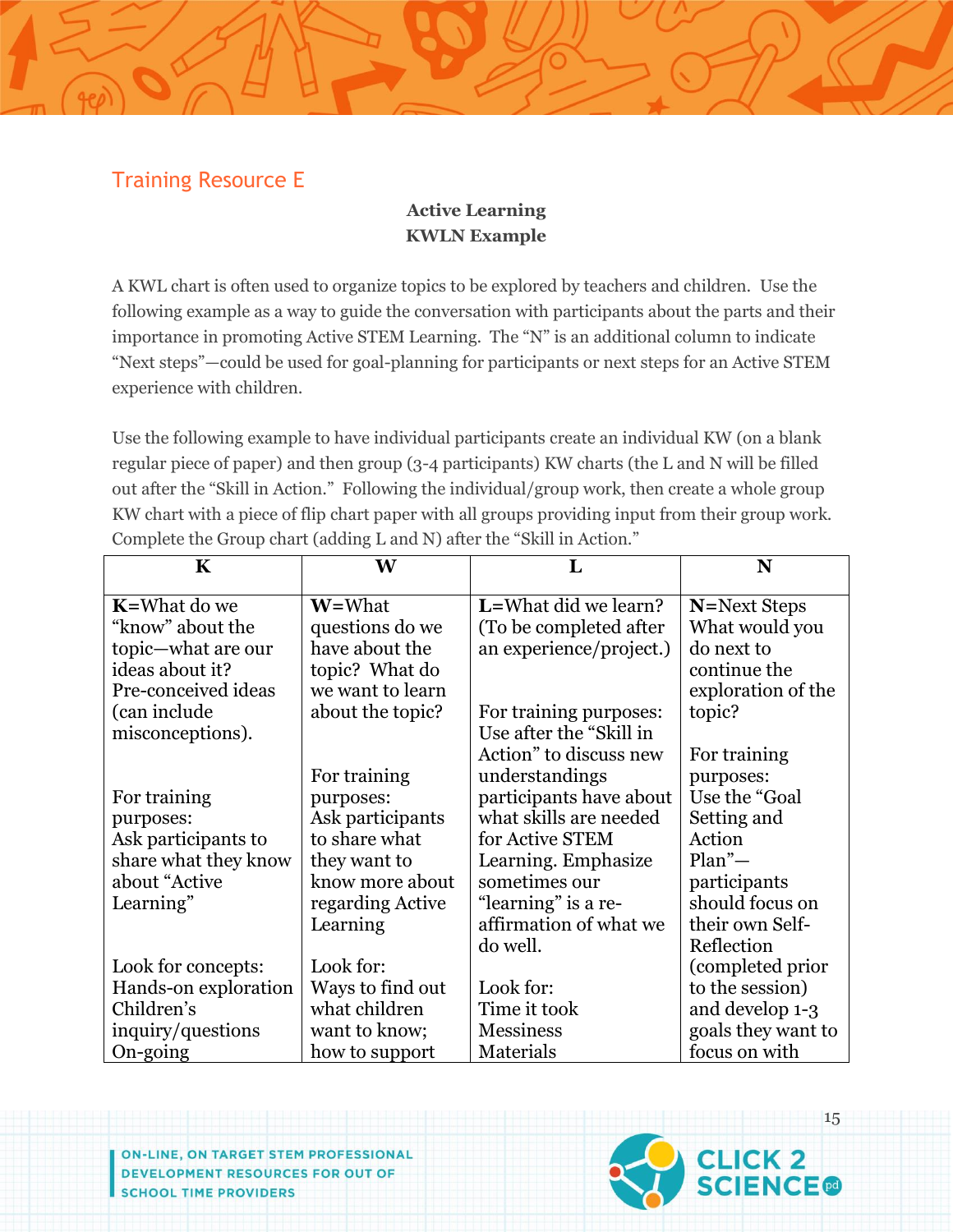## Training Resource E

**Active Learning**
**KWLN Example**

A KWL chart is often used to organize topics to be explored by teachers and children. Use the following example as a way to guide the conversation with participants about the parts and their importance in promoting Active STEM Learning. The "N" is an additional column to indicate "Next steps"—could be used for goal-planning for participants or next steps for an Active STEM experience with children.

Use the following example to have individual participants create an individual KW (on a blank regular piece of paper) and then group (3-4 participants) KW charts (the L and N will be filled out after the "Skill in Action." Following the individual/group work, then create a whole group KW chart with a piece of flip chart paper with all groups providing input from their group work. Complete the Group chart (adding L and N) after the "Skill in Action."

| K | W | L | N |
|---|---|---|---|
| **K**=What do we "know" about the topic—what are our ideas about it? Pre-conceived ideas (can include misconceptions).<br><br>For training purposes: Ask participants to share what they know about "Active Learning"<br><br>Look for concepts: Hands-on exploration Children's inquiry/questions On-going | **W**=What questions do we have about the topic? What do we want to learn about the topic?<br><br>For training purposes: Ask participants to share what they want to know more about regarding Active Learning<br><br>Look for: Ways to find out what children want to know; how to support | **L**=What did we learn? (To be completed after an experience/project.)<br><br>For training purposes: Use after the "Skill in Action" to discuss new understandings participants have about what skills are needed for Active STEM Learning. Emphasize sometimes our "learning" is a re-affirmation of what we do well.<br><br>Look for: Time it took Messiness Materials | **N**=Next Steps What would you do next to continue the exploration of the topic?<br><br>For training purposes: Use the "Goal Setting and Action Plan"—participants should focus on their own Self-Reflection (completed prior to the session) and develop 1-3 goals they want to focus on with |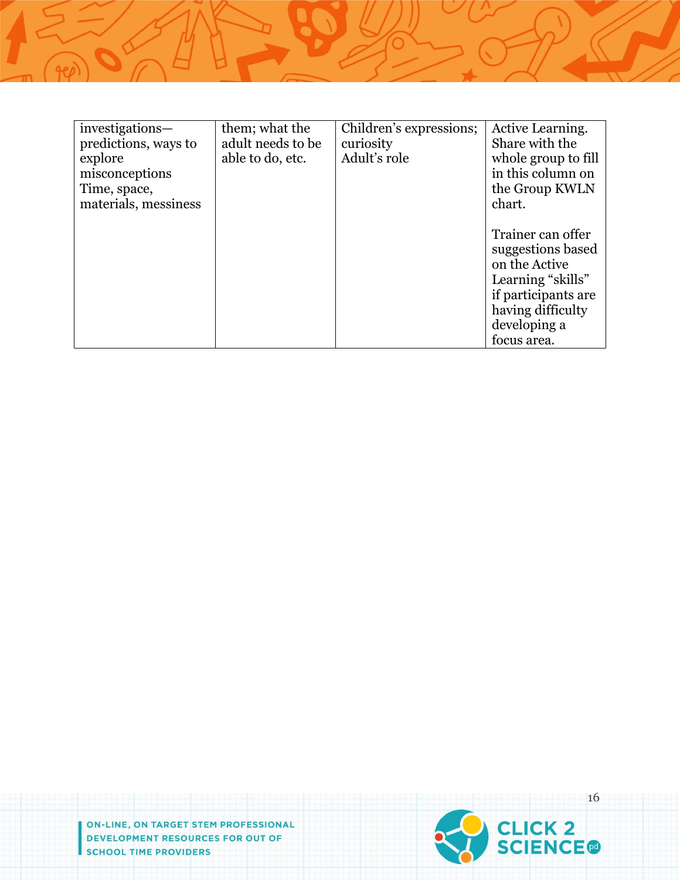| | | | |
|---|---|---|---|
| investigations—predictions, ways to explore misconceptions Time, space, materials, messiness | them; what the adult needs to be able to do, etc. | Children's expressions; curiosity Adult's role | Active Learning. Share with the whole group to fill in this column on the Group KWLN chart.<br><br>Trainer can offer suggestions based on the Active Learning "skills" if participants are having difficulty developing a focus area. |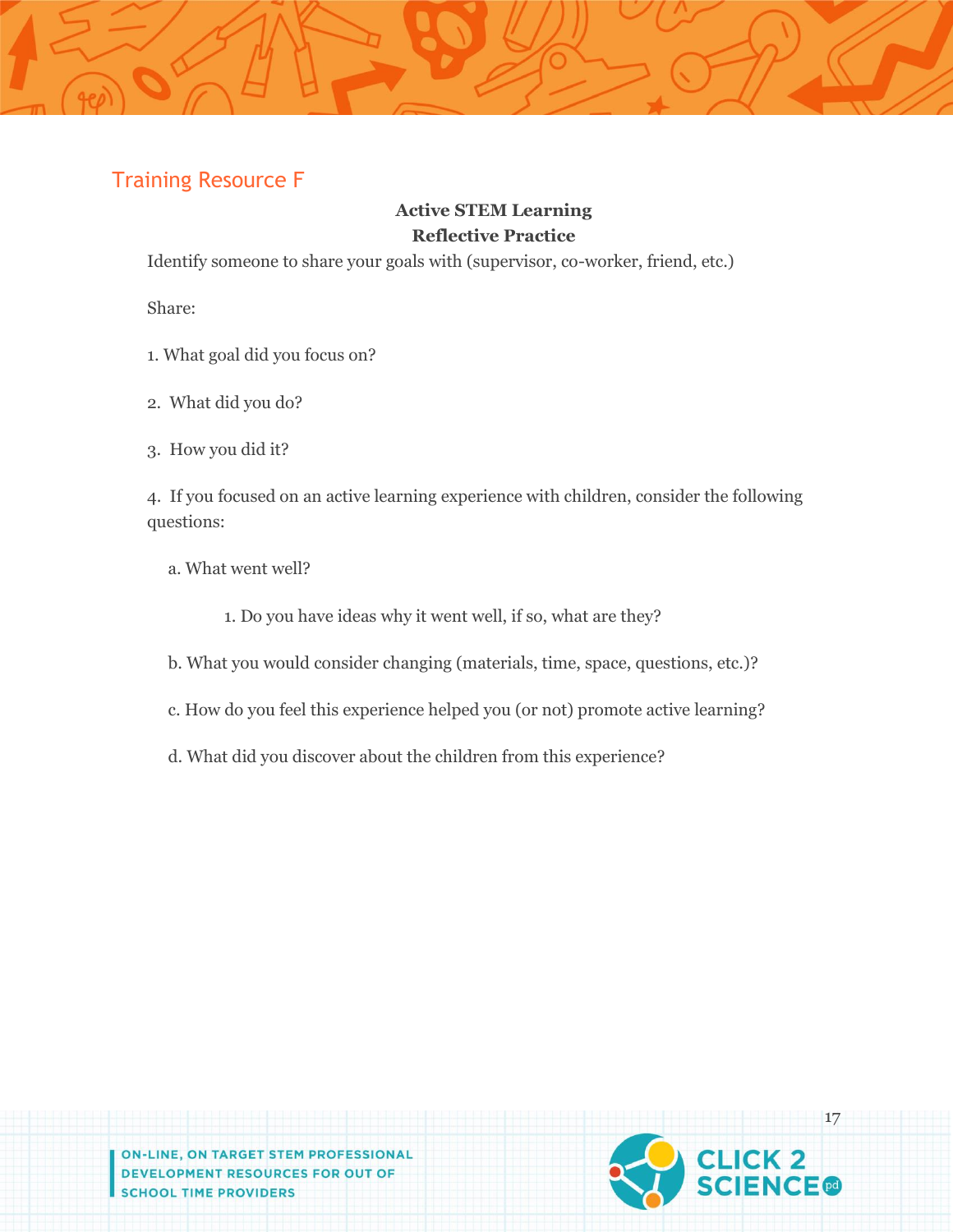## Training Resource F

**Active STEM Learning**
**Reflective Practice**

Identify someone to share your goals with (supervisor, co-worker, friend, etc.)

Share:

1. What goal did you focus on?

2. What did you do?

3. How you did it?

4. If you focused on an active learning experience with children, consider the following questions:

   a. What went well?

      1. Do you have ideas why it went well, if so, what are they?

   b. What you would consider changing (materials, time, space, questions, etc.)?

   c. How do you feel this experience helped you (or not) promote active learning?

   d. What did you discover about the children from this experience?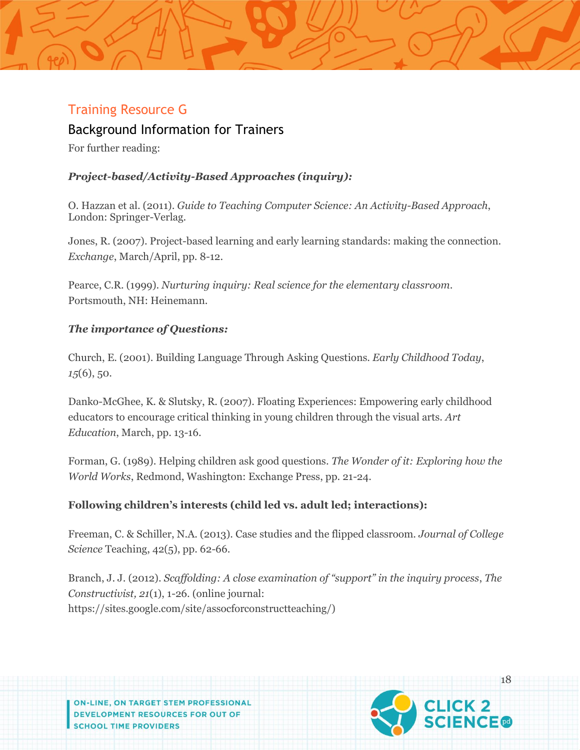## Training Resource G

### Background Information for Trainers

For further reading:

***Project-based/Activity-Based Approaches (inquiry):***

O. Hazzan et al. (2011). *Guide to Teaching Computer Science: An Activity-Based Approach*, London: Springer-Verlag.

Jones, R. (2007). Project-based learning and early learning standards: making the connection. *Exchange*, March/April, pp. 8-12.

Pearce, C.R. (1999). *Nurturing inquiry: Real science for the elementary classroom*. Portsmouth, NH: Heinemann.

***The importance of Questions:***

Church, E. (2001). Building Language Through Asking Questions. *Early Childhood Today*, *15*(6), 50.

Danko-McGhee, K. & Slutsky, R. (2007). Floating Experiences: Empowering early childhood educators to encourage critical thinking in young children through the visual arts. *Art Education*, March, pp. 13-16.

Forman, G. (1989). Helping children ask good questions. *The Wonder of it: Exploring how the World Works*, Redmond, Washington: Exchange Press, pp. 21-24.

**Following children's interests (child led vs. adult led; interactions):**

Freeman, C. & Schiller, N.A. (2013). Case studies and the flipped classroom. *Journal of College Science* Teaching, 42(5), pp. 62-66.

Branch, J. J. (2012). *Scaffolding: A close examination of "support" in the inquiry process*, *The Constructivist, 21*(1), 1-26. (online journal: https://sites.google.com/site/assocforconstructteaching/)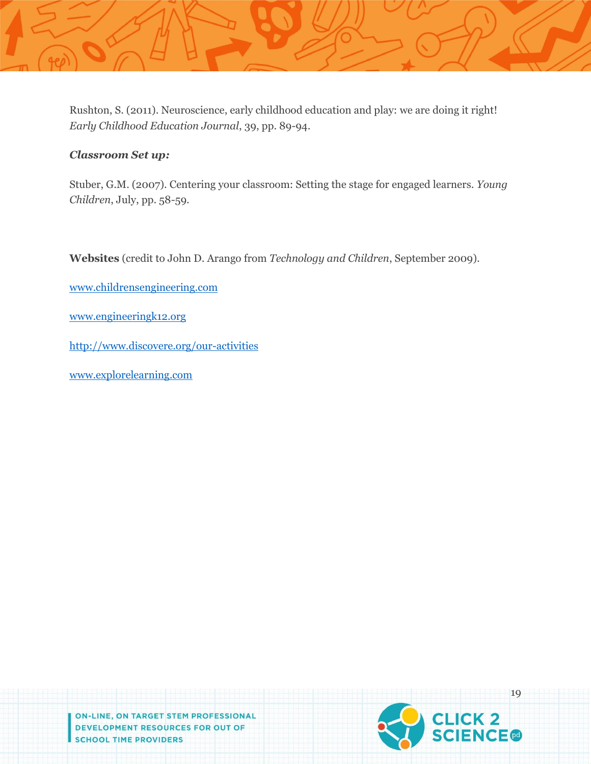Rushton, S. (2011). Neuroscience, early childhood education and play: we are doing it right! *Early Childhood Education Journal*, 39, pp. 89-94.

***Classroom Set up:***

Stuber, G.M. (2007). Centering your classroom: Setting the stage for engaged learners. *Young Children*, July, pp. 58-59.

**Websites** (credit to John D. Arango from *Technology and Children*, September 2009).

www.childrensengineering.com

www.engineeringk12.org

http://www.discovere.org/our-activities

www.explorelearning.com